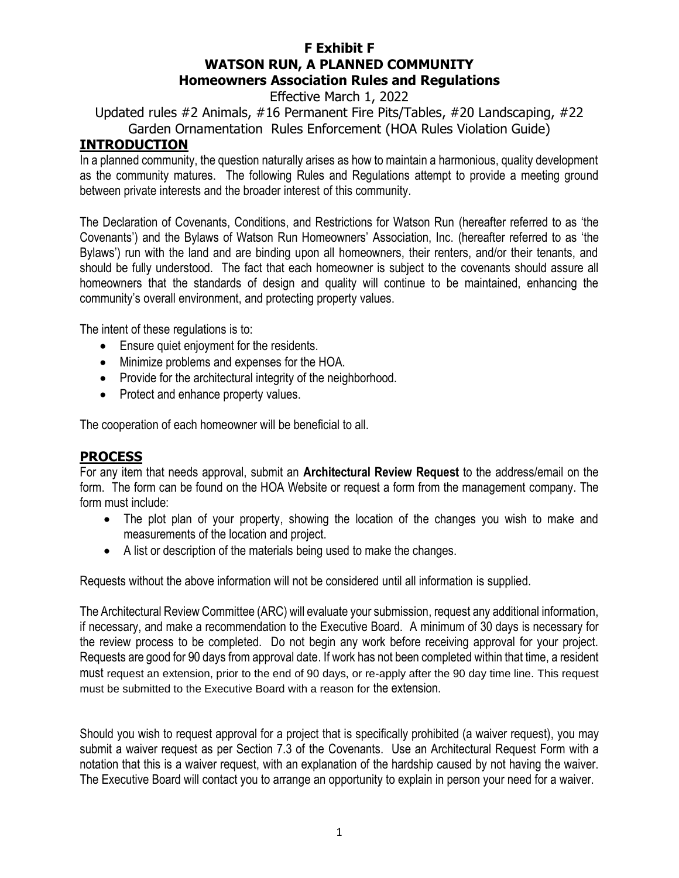# F Exhibit F
# WATSON RUN, A PLANNED COMMUNITY
## Homeowners Association Rules and Regulations

Effective March 1, 2022

Updated rules #2 Animals, #16 Permanent Fire Pits/Tables, #20 Landscaping, #22 Garden Ornamentation Rules Enforcement (HOA Rules Violation Guide)

## INTRODUCTION

In a planned community, the question naturally arises as how to maintain a harmonious, quality development as the community matures. The following Rules and Regulations attempt to provide a meeting ground between private interests and the broader interest of this community.

The Declaration of Covenants, Conditions, and Restrictions for Watson Run (hereafter referred to as 'the Covenants') and the Bylaws of Watson Run Homeowners' Association, Inc. (hereafter referred to as 'the Bylaws') run with the land and are binding upon all homeowners, their renters, and/or their tenants, and should be fully understood. The fact that each homeowner is subject to the covenants should assure all homeowners that the standards of design and quality will continue to be maintained, enhancing the community's overall environment, and protecting property values.

The intent of these regulations is to:

- Ensure quiet enjoyment for the residents.
- Minimize problems and expenses for the HOA.
- Provide for the architectural integrity of the neighborhood.
- Protect and enhance property values.

The cooperation of each homeowner will be beneficial to all.

## PROCESS

For any item that needs approval, submit an **Architectural Review Request** to the address/email on the form. The form can be found on the HOA Website or request a form from the management company. The form must include:

- The plot plan of your property, showing the location of the changes you wish to make and measurements of the location and project.
- A list or description of the materials being used to make the changes.

Requests without the above information will not be considered until all information is supplied.

The Architectural Review Committee (ARC) will evaluate your submission, request any additional information, if necessary, and make a recommendation to the Executive Board. A minimum of 30 days is necessary for the review process to be completed. Do not begin any work before receiving approval for your project. Requests are good for 90 days from approval date. If work has not been completed within that time, a resident must request an extension, prior to the end of 90 days, or re-apply after the 90 day time line. This request must be submitted to the Executive Board with a reason for the extension.

Should you wish to request approval for a project that is specifically prohibited (a waiver request), you may submit a waiver request as per Section 7.3 of the Covenants. Use an Architectural Request Form with a notation that this is a waiver request, with an explanation of the hardship caused by not having the waiver. The Executive Board will contact you to arrange an opportunity to explain in person your need for a waiver.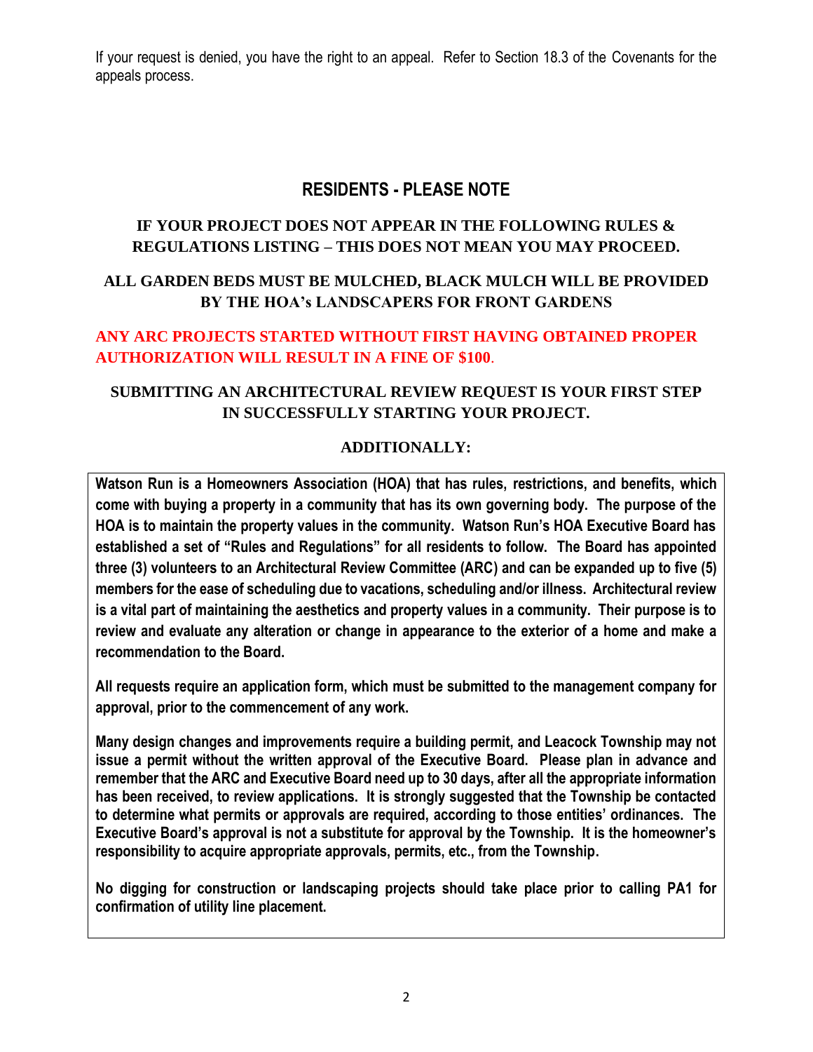If your request is denied, you have the right to an appeal. Refer to Section 18.3 of the Covenants for the appeals process.

## RESIDENTS - PLEASE NOTE

**IF YOUR PROJECT DOES NOT APPEAR IN THE FOLLOWING RULES & REGULATIONS LISTING – THIS DOES NOT MEAN YOU MAY PROCEED.**

**ALL GARDEN BEDS MUST BE MULCHED, BLACK MULCH WILL BE PROVIDED BY THE HOA's LANDSCAPERS FOR FRONT GARDENS**

**ANY ARC PROJECTS STARTED WITHOUT FIRST HAVING OBTAINED PROPER AUTHORIZATION WILL RESULT IN A FINE OF $100.**

**SUBMITTING AN ARCHITECTURAL REVIEW REQUEST IS YOUR FIRST STEP IN SUCCESSFULLY STARTING YOUR PROJECT.**

**ADDITIONALLY:**

**Watson Run is a Homeowners Association (HOA) that has rules, restrictions, and benefits, which come with buying a property in a community that has its own governing body. The purpose of the HOA is to maintain the property values in the community. Watson Run's HOA Executive Board has established a set of "Rules and Regulations" for all residents to follow. The Board has appointed three (3) volunteers to an Architectural Review Committee (ARC) and can be expanded up to five (5) members for the ease of scheduling due to vacations, scheduling and/or illness. Architectural review is a vital part of maintaining the aesthetics and property values in a community. Their purpose is to review and evaluate any alteration or change in appearance to the exterior of a home and make a recommendation to the Board.**

**All requests require an application form, which must be submitted to the management company for approval, prior to the commencement of any work.**

**Many design changes and improvements require a building permit, and Leacock Township may not issue a permit without the written approval of the Executive Board. Please plan in advance and remember that the ARC and Executive Board need up to 30 days, after all the appropriate information has been received, to review applications. It is strongly suggested that the Township be contacted to determine what permits or approvals are required, according to those entities' ordinances. The Executive Board's approval is not a substitute for approval by the Township. It is the homeowner's responsibility to acquire appropriate approvals, permits, etc., from the Township.**

**No digging for construction or landscaping projects should take place prior to calling PA1 for confirmation of utility line placement.**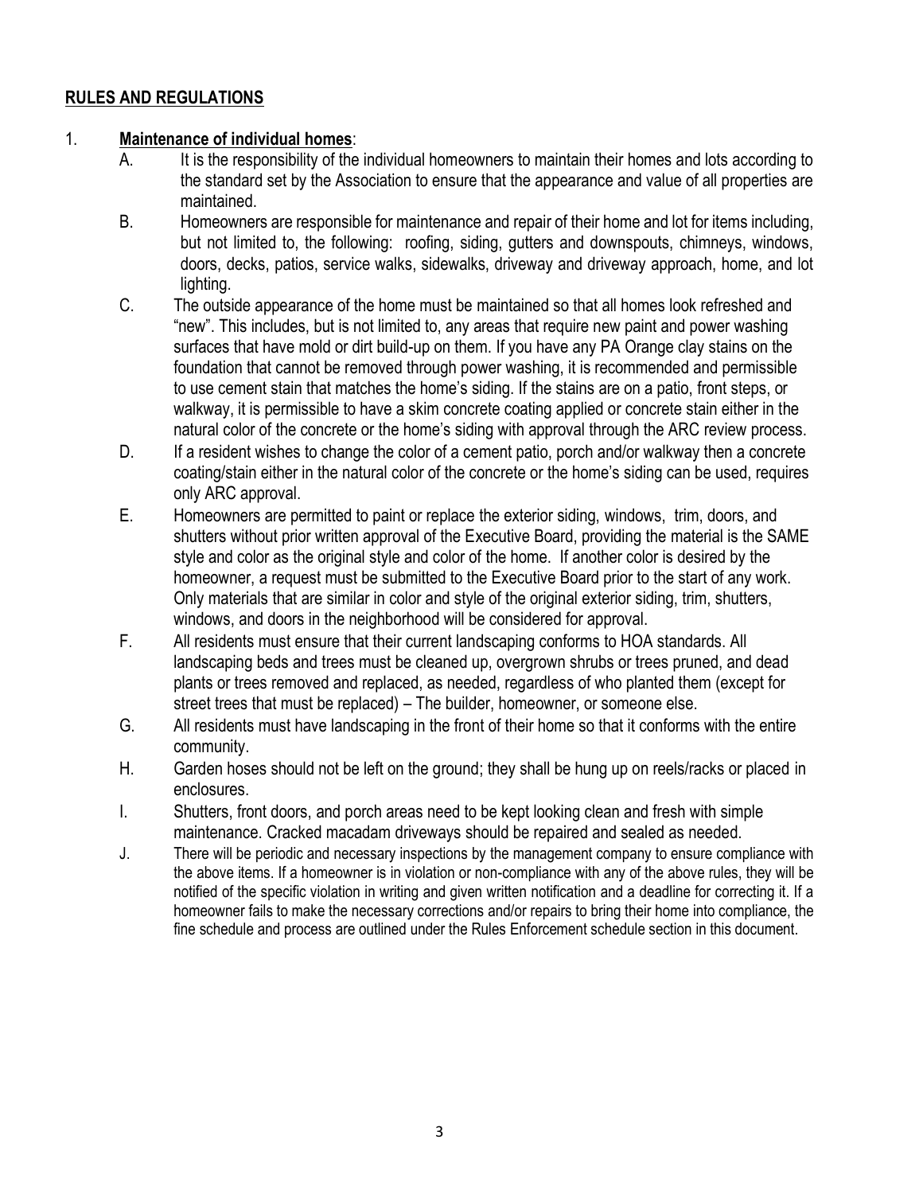## RULES AND REGULATIONS

1. **Maintenance of individual homes**:
   - A. It is the responsibility of the individual homeowners to maintain their homes and lots according to the standard set by the Association to ensure that the appearance and value of all properties are maintained.
   - B. Homeowners are responsible for maintenance and repair of their home and lot for items including, but not limited to, the following: roofing, siding, gutters and downspouts, chimneys, windows, doors, decks, patios, service walks, sidewalks, driveway and driveway approach, home, and lot lighting.
   - C. The outside appearance of the home must be maintained so that all homes look refreshed and "new". This includes, but is not limited to, any areas that require new paint and power washing surfaces that have mold or dirt build-up on them. If you have any PA Orange clay stains on the foundation that cannot be removed through power washing, it is recommended and permissible to use cement stain that matches the home's siding. If the stains are on a patio, front steps, or walkway, it is permissible to have a skim concrete coating applied or concrete stain either in the natural color of the concrete or the home's siding with approval through the ARC review process.
   - D. If a resident wishes to change the color of a cement patio, porch and/or walkway then a concrete coating/stain either in the natural color of the concrete or the home's siding can be used, requires only ARC approval.
   - E. Homeowners are permitted to paint or replace the exterior siding, windows, trim, doors, and shutters without prior written approval of the Executive Board, providing the material is the SAME style and color as the original style and color of the home. If another color is desired by the homeowner, a request must be submitted to the Executive Board prior to the start of any work. Only materials that are similar in color and style of the original exterior siding, trim, shutters, windows, and doors in the neighborhood will be considered for approval.
   - F. All residents must ensure that their current landscaping conforms to HOA standards. All landscaping beds and trees must be cleaned up, overgrown shrubs or trees pruned, and dead plants or trees removed and replaced, as needed, regardless of who planted them (except for street trees that must be replaced) – The builder, homeowner, or someone else.
   - G. All residents must have landscaping in the front of their home so that it conforms with the entire community.
   - H. Garden hoses should not be left on the ground; they shall be hung up on reels/racks or placed in enclosures.
   - I. Shutters, front doors, and porch areas need to be kept looking clean and fresh with simple maintenance. Cracked macadam driveways should be repaired and sealed as needed.
   - J. There will be periodic and necessary inspections by the management company to ensure compliance with the above items. If a homeowner is in violation or non-compliance with any of the above rules, they will be notified of the specific violation in writing and given written notification and a deadline for correcting it. If a homeowner fails to make the necessary corrections and/or repairs to bring their home into compliance, the fine schedule and process are outlined under the Rules Enforcement schedule section in this document.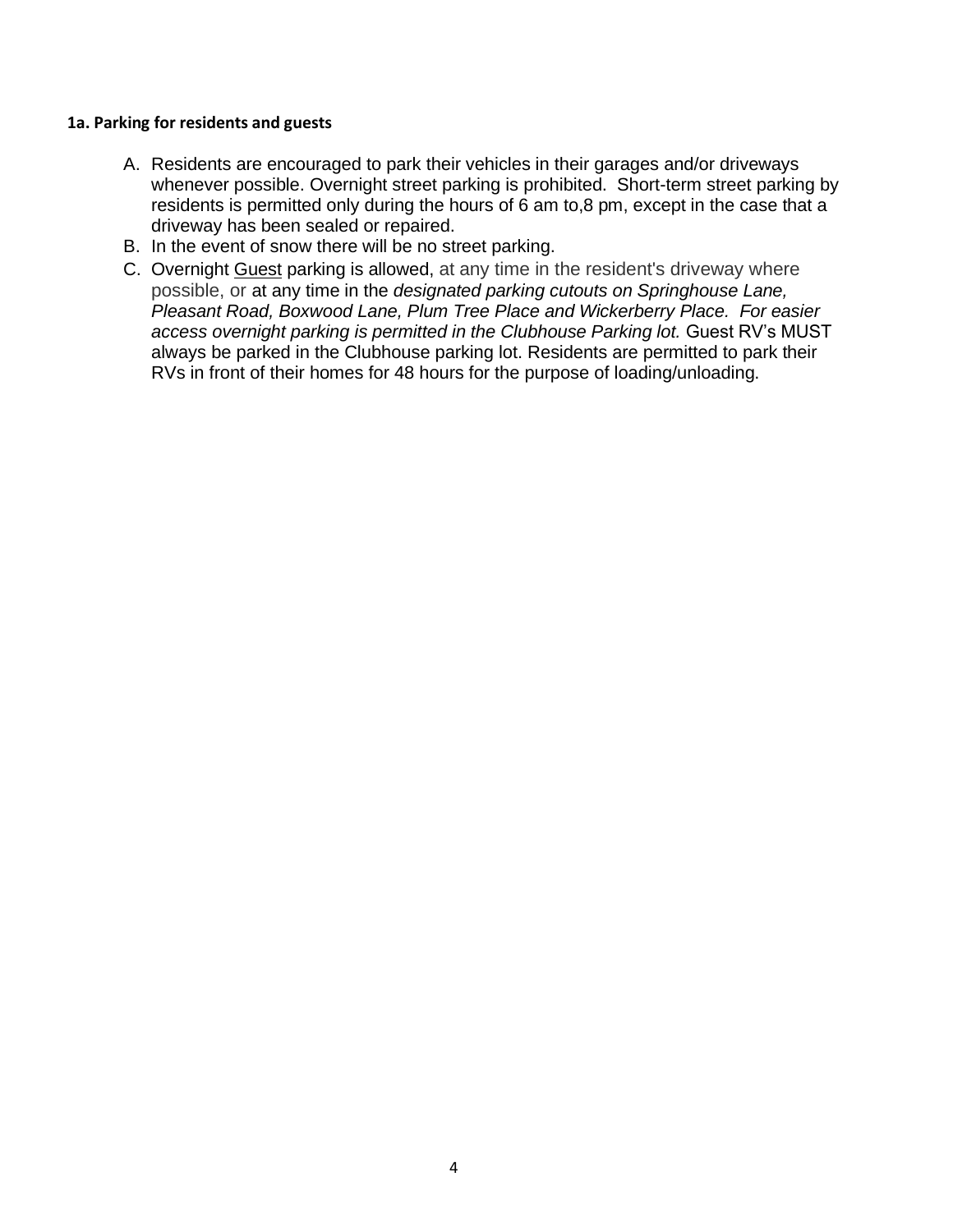**1a. Parking for residents and guests**

A. Residents are encouraged to park their vehicles in their garages and/or driveways whenever possible. Overnight street parking is prohibited. Short-term street parking by residents is permitted only during the hours of 6 am to,8 pm, except in the case that a driveway has been sealed or repaired.
B. In the event of snow there will be no street parking.
C. Overnight Guest parking is allowed, at any time in the resident's driveway where possible, or at any time in the *designated parking cutouts on Springhouse Lane, Pleasant Road, Boxwood Lane, Plum Tree Place and Wickerberry Place. For easier access overnight parking is permitted in the Clubhouse Parking lot.* Guest RV's MUST always be parked in the Clubhouse parking lot. Residents are permitted to park their RVs in front of their homes for 48 hours for the purpose of loading/unloading.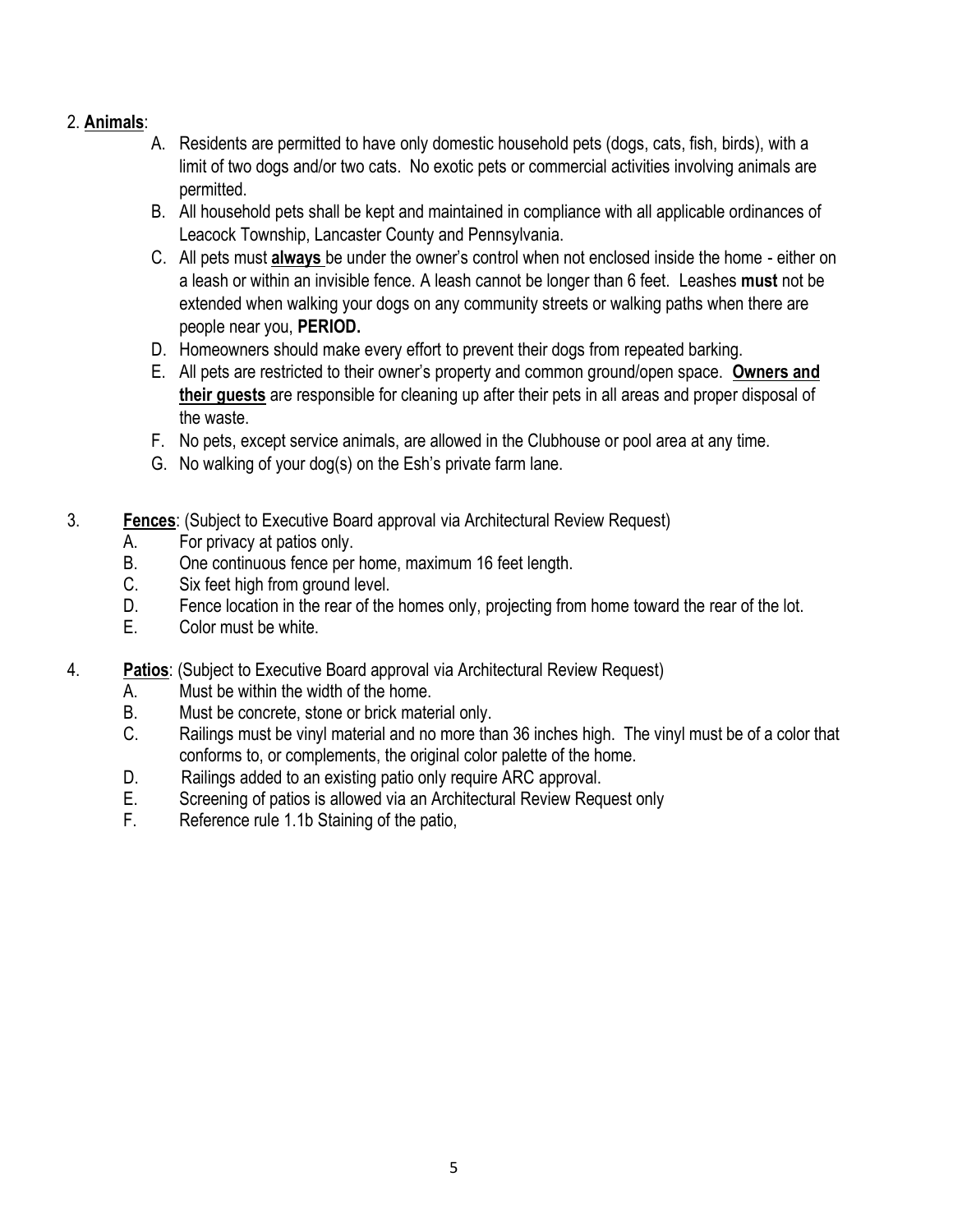2. **Animals**:

A. Residents are permitted to have only domestic household pets (dogs, cats, fish, birds), with a limit of two dogs and/or two cats. No exotic pets or commercial activities involving animals are permitted.

B. All household pets shall be kept and maintained in compliance with all applicable ordinances of Leacock Township, Lancaster County and Pennsylvania.

C. All pets must **always** be under the owner's control when not enclosed inside the home - either on a leash or within an invisible fence. A leash cannot be longer than 6 feet. Leashes **must** not be extended when walking your dogs on any community streets or walking paths when there are people near you, **PERIOD.**

D. Homeowners should make every effort to prevent their dogs from repeated barking.

E. All pets are restricted to their owner's property and common ground/open space. **Owners and their guests** are responsible for cleaning up after their pets in all areas and proper disposal of the waste.

F. No pets, except service animals, are allowed in the Clubhouse or pool area at any time.

G. No walking of your dog(s) on the Esh's private farm lane.

3. **Fences**: (Subject to Executive Board approval via Architectural Review Request)

A. For privacy at patios only.

B. One continuous fence per home, maximum 16 feet length.

C. Six feet high from ground level.

D. Fence location in the rear of the homes only, projecting from home toward the rear of the lot.

E. Color must be white.

4. **Patios**: (Subject to Executive Board approval via Architectural Review Request)

A. Must be within the width of the home.

B. Must be concrete, stone or brick material only.

C. Railings must be vinyl material and no more than 36 inches high. The vinyl must be of a color that conforms to, or complements, the original color palette of the home.

D. Railings added to an existing patio only require ARC approval.

E. Screening of patios is allowed via an Architectural Review Request only

F. Reference rule 1.1b Staining of the patio,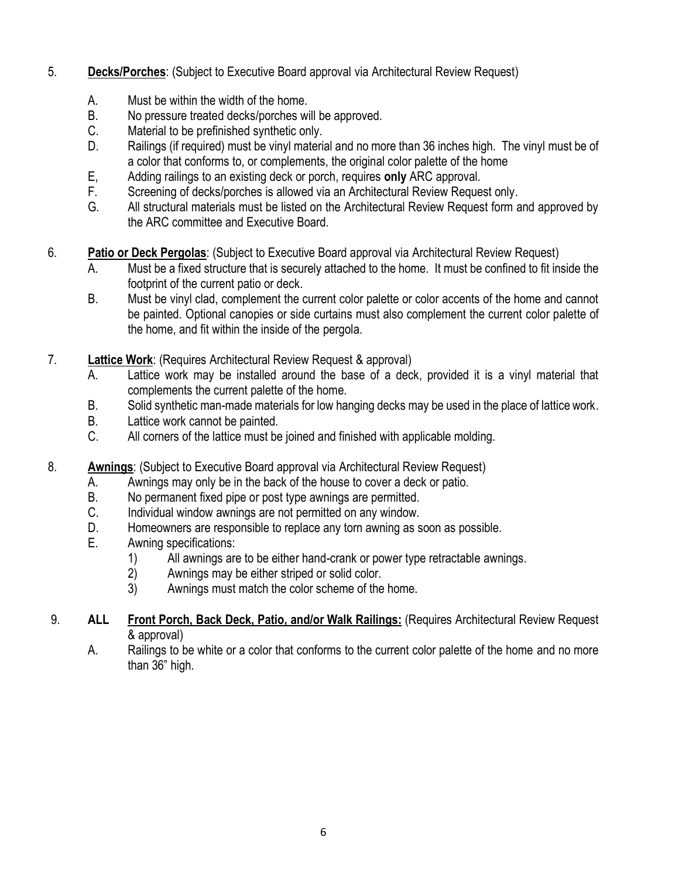5. **Decks/Porches**: (Subject to Executive Board approval via Architectural Review Request)

   A. Must be within the width of the home.
   B. No pressure treated decks/porches will be approved.
   C. Material to be prefinished synthetic only.
   D. Railings (if required) must be vinyl material and no more than 36 inches high. The vinyl must be of a color that conforms to, or complements, the original color palette of the home
   E, Adding railings to an existing deck or porch, requires **only** ARC approval.
   F. Screening of decks/porches is allowed via an Architectural Review Request only.
   G. All structural materials must be listed on the Architectural Review Request form and approved by the ARC committee and Executive Board.

6. **Patio or Deck Pergolas**: (Subject to Executive Board approval via Architectural Review Request)

   A. Must be a fixed structure that is securely attached to the home. It must be confined to fit inside the footprint of the current patio or deck.
   B. Must be vinyl clad, complement the current color palette or color accents of the home and cannot be painted. Optional canopies or side curtains must also complement the current color palette of the home, and fit within the inside of the pergola.

7. **Lattice Work**: (Requires Architectural Review Request & approval)

   A. Lattice work may be installed around the base of a deck, provided it is a vinyl material that complements the current palette of the home.
   B. Solid synthetic man-made materials for low hanging decks may be used in the place of lattice work.
   B. Lattice work cannot be painted.
   C. All corners of the lattice must be joined and finished with applicable molding.

8. **Awnings**: (Subject to Executive Board approval via Architectural Review Request)

   A. Awnings may only be in the back of the house to cover a deck or patio.
   B. No permanent fixed pipe or post type awnings are permitted.
   C. Individual window awnings are not permitted on any window.
   D. Homeowners are responsible to replace any torn awning as soon as possible.
   E. Awning specifications:
      1) All awnings are to be either hand-crank or power type retractable awnings.
      2) Awnings may be either striped or solid color.
      3) Awnings must match the color scheme of the home.

9. **ALL** **Front Porch, Back Deck, Patio, and/or Walk Railings:** (Requires Architectural Review Request & approval)

   A. Railings to be white or a color that conforms to the current color palette of the home and no more than 36" high.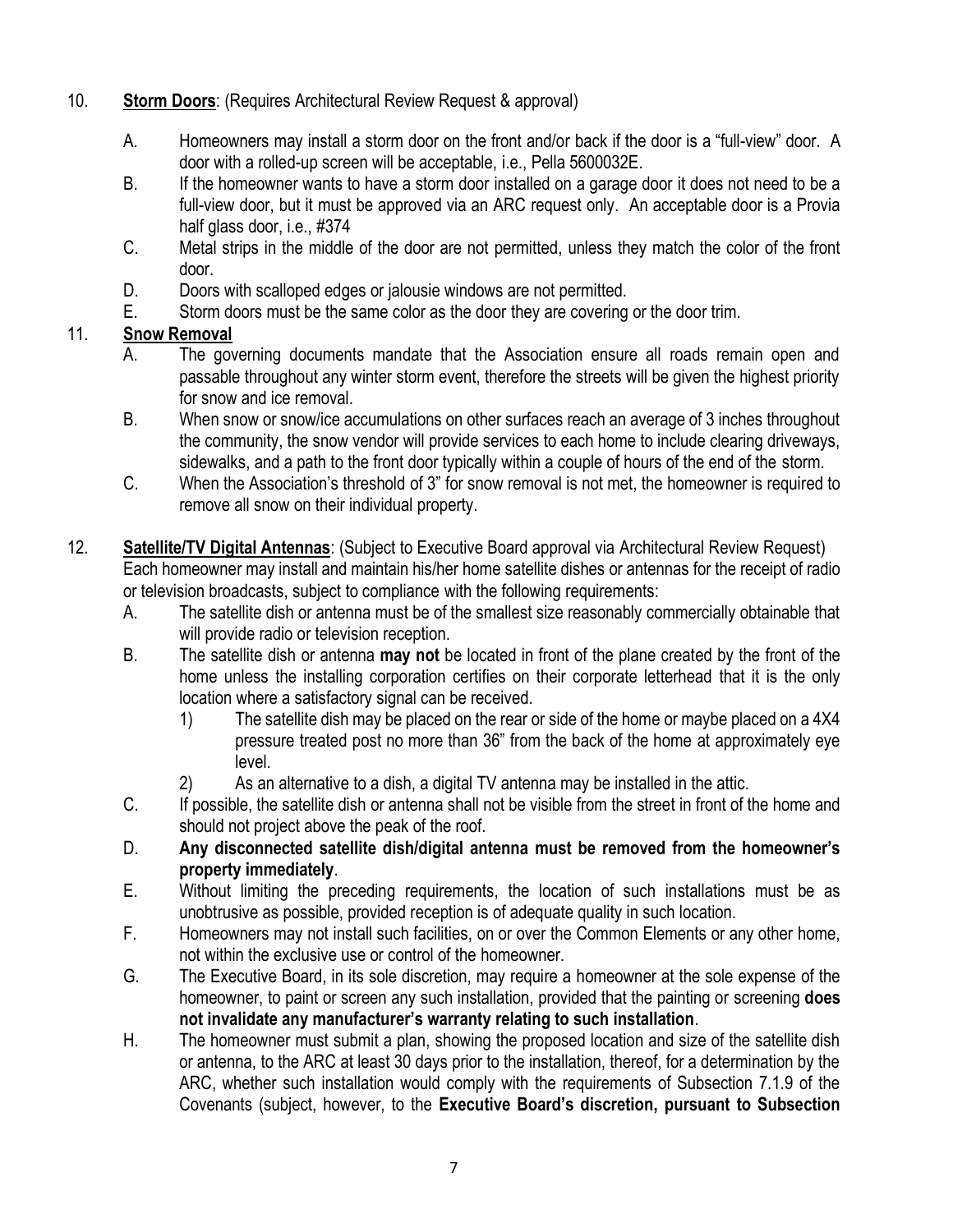10. **Storm Doors**: (Requires Architectural Review Request & approval)

   A. Homeowners may install a storm door on the front and/or back if the door is a "full-view" door. A door with a rolled-up screen will be acceptable, i.e., Pella 5600032E.

   B. If the homeowner wants to have a storm door installed on a garage door it does not need to be a full-view door, but it must be approved via an ARC request only. An acceptable door is a Provia half glass door, i.e., #374

   C. Metal strips in the middle of the door are not permitted, unless they match the color of the front door.

   D. Doors with scalloped edges or jalousie windows are not permitted.

   E. Storm doors must be the same color as the door they are covering or the door trim.

11. **Snow Removal**

   A. The governing documents mandate that the Association ensure all roads remain open and passable throughout any winter storm event, therefore the streets will be given the highest priority for snow and ice removal.

   B. When snow or snow/ice accumulations on other surfaces reach an average of 3 inches throughout the community, the snow vendor will provide services to each home to include clearing driveways, sidewalks, and a path to the front door typically within a couple of hours of the end of the storm.

   C. When the Association's threshold of 3" for snow removal is not met, the homeowner is required to remove all snow on their individual property.

12. **Satellite/TV Digital Antennas**: (Subject to Executive Board approval via Architectural Review Request)
   Each homeowner may install and maintain his/her home satellite dishes or antennas for the receipt of radio or television broadcasts, subject to compliance with the following requirements:

   A. The satellite dish or antenna must be of the smallest size reasonably commercially obtainable that will provide radio or television reception.

   B. The satellite dish or antenna **may not** be located in front of the plane created by the front of the home unless the installing corporation certifies on their corporate letterhead that it is the only location where a satisfactory signal can be received.

      1) The satellite dish may be placed on the rear or side of the home or maybe placed on a 4X4 pressure treated post no more than 36" from the back of the home at approximately eye level.

      2) As an alternative to a dish, a digital TV antenna may be installed in the attic.

   C. If possible, the satellite dish or antenna shall not be visible from the street in front of the home and should not project above the peak of the roof.

   D. **Any disconnected satellite dish/digital antenna must be removed from the homeowner's property immediately**.

   E. Without limiting the preceding requirements, the location of such installations must be as unobtrusive as possible, provided reception is of adequate quality in such location.

   F. Homeowners may not install such facilities, on or over the Common Elements or any other home, not within the exclusive use or control of the homeowner.

   G. The Executive Board, in its sole discretion, may require a homeowner at the sole expense of the homeowner, to paint or screen any such installation, provided that the painting or screening **does not invalidate any manufacturer's warranty relating to such installation**.

   H. The homeowner must submit a plan, showing the proposed location and size of the satellite dish or antenna, to the ARC at least 30 days prior to the installation, thereof, for a determination by the ARC, whether such installation would comply with the requirements of Subsection 7.1.9 of the Covenants (subject, however, to the **Executive Board's discretion, pursuant to Subsection**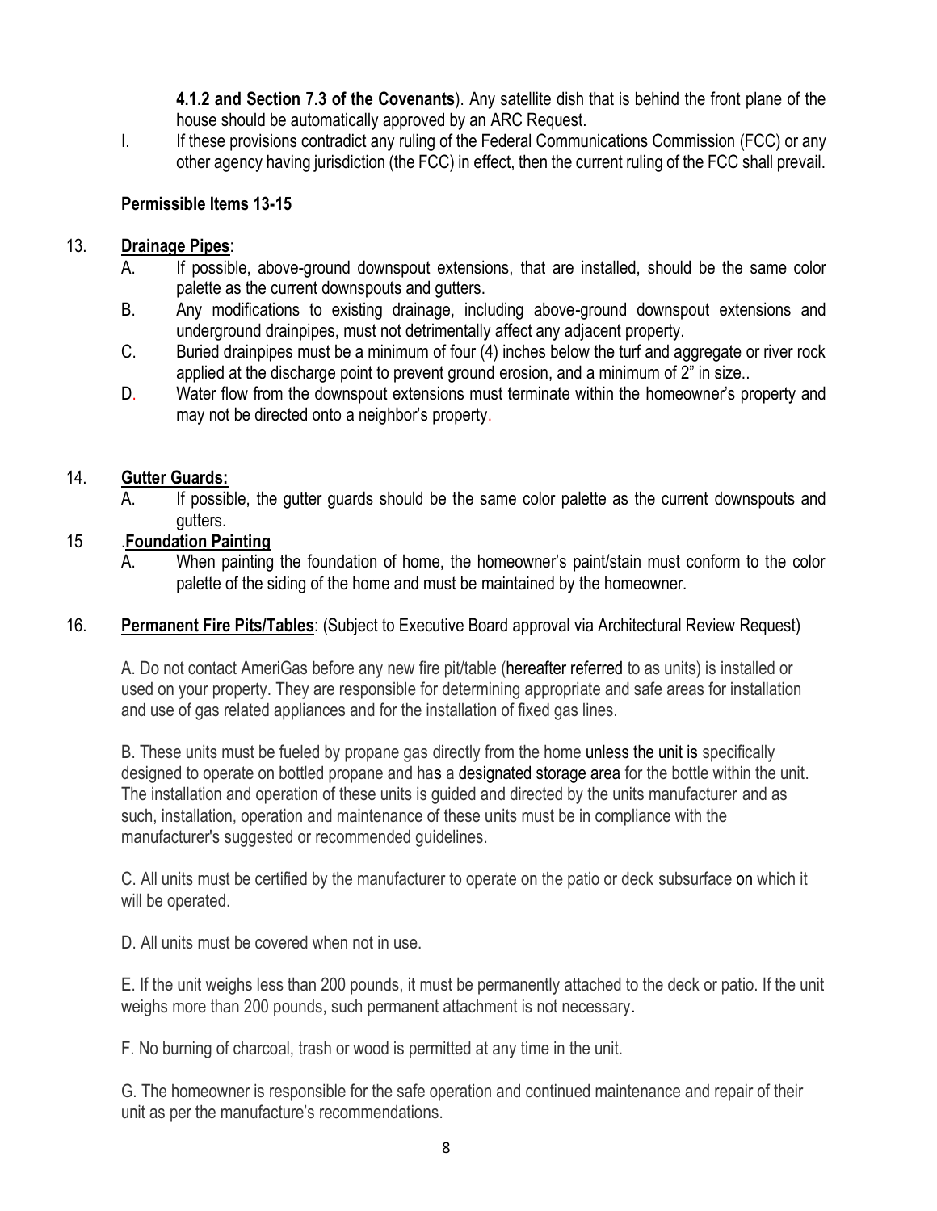**4.1.2 and Section 7.3 of the Covenants**). Any satellite dish that is behind the front plane of the house should be automatically approved by an ARC Request.

I. If these provisions contradict any ruling of the Federal Communications Commission (FCC) or any other agency having jurisdiction (the FCC) in effect, then the current ruling of the FCC shall prevail.

**Permissible Items 13-15**

13. **Drainage Pipes**:

A. If possible, above-ground downspout extensions, that are installed, should be the same color palette as the current downspouts and gutters.

B. Any modifications to existing drainage, including above-ground downspout extensions and underground drainpipes, must not detrimentally affect any adjacent property.

C. Buried drainpipes must be a minimum of four (4) inches below the turf and aggregate or river rock applied at the discharge point to prevent ground erosion, and a minimum of 2" in size..

D. Water flow from the downspout extensions must terminate within the homeowner's property and may not be directed onto a neighbor's property.

14. **Gutter Guards:**

A. If possible, the gutter guards should be the same color palette as the current downspouts and gutters.

15 .**Foundation Painting**

A. When painting the foundation of home, the homeowner's paint/stain must conform to the color palette of the siding of the home and must be maintained by the homeowner.

16. **Permanent Fire Pits/Tables**: (Subject to Executive Board approval via Architectural Review Request)

A. Do not contact AmeriGas before any new fire pit/table (hereafter referred to as units) is installed or used on your property. They are responsible for determining appropriate and safe areas for installation and use of gas related appliances and for the installation of fixed gas lines.

B. These units must be fueled by propane gas directly from the home unless the unit is specifically designed to operate on bottled propane and has a designated storage area for the bottle within the unit. The installation and operation of these units is guided and directed by the units manufacturer and as such, installation, operation and maintenance of these units must be in compliance with the manufacturer's suggested or recommended guidelines.

C. All units must be certified by the manufacturer to operate on the patio or deck subsurface on which it will be operated.

D. All units must be covered when not in use.

E. If the unit weighs less than 200 pounds, it must be permanently attached to the deck or patio. If the unit weighs more than 200 pounds, such permanent attachment is not necessary.

F. No burning of charcoal, trash or wood is permitted at any time in the unit.

G. The homeowner is responsible for the safe operation and continued maintenance and repair of their unit as per the manufacture's recommendations.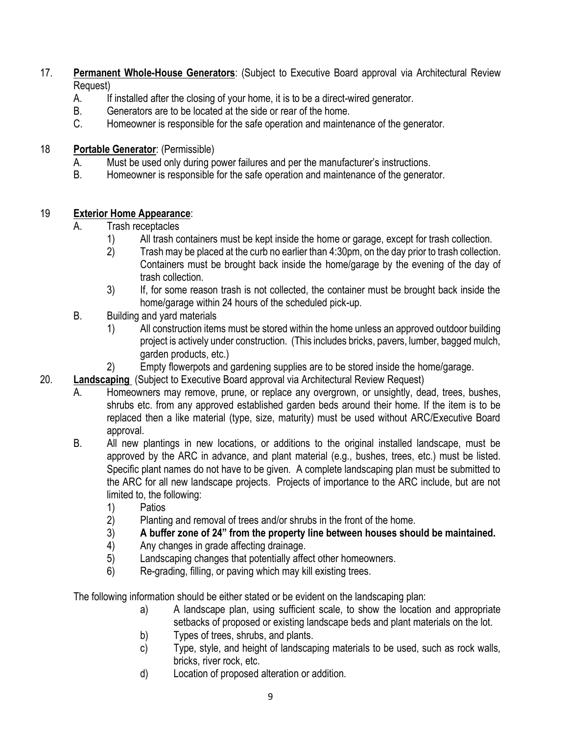17. **Permanent Whole-House Generators**: (Subject to Executive Board approval via Architectural Review Request)
    A. If installed after the closing of your home, it is to be a direct-wired generator.
    B. Generators are to be located at the side or rear of the home.
    C. Homeowner is responsible for the safe operation and maintenance of the generator.

18 **Portable Generator**: (Permissible)
    A. Must be used only during power failures and per the manufacturer's instructions.
    B. Homeowner is responsible for the safe operation and maintenance of the generator.

19 **Exterior Home Appearance**:
    A. Trash receptacles
        1) All trash containers must be kept inside the home or garage, except for trash collection.
        2) Trash may be placed at the curb no earlier than 4:30pm, on the day prior to trash collection. Containers must be brought back inside the home/garage by the evening of the day of trash collection.
        3) If, for some reason trash is not collected, the container must be brought back inside the home/garage within 24 hours of the scheduled pick-up.
    B. Building and yard materials
        1) All construction items must be stored within the home unless an approved outdoor building project is actively under construction. (This includes bricks, pavers, lumber, bagged mulch, garden products, etc.)
        2) Empty flowerpots and gardening supplies are to be stored inside the home/garage.

20. **Landscaping** (Subject to Executive Board approval via Architectural Review Request)
    A. Homeowners may remove, prune, or replace any overgrown, or unsightly, dead, trees, bushes, shrubs etc. from any approved established garden beds around their home. If the item is to be replaced then a like material (type, size, maturity) must be used without ARC/Executive Board approval.
    B. All new plantings in new locations, or additions to the original installed landscape, must be approved by the ARC in advance, and plant material (e.g., bushes, trees, etc.) must be listed. Specific plant names do not have to be given. A complete landscaping plan must be submitted to the ARC for all new landscape projects. Projects of importance to the ARC include, but are not limited to, the following:
        1) Patios
        2) Planting and removal of trees and/or shrubs in the front of the home.
        3) **A buffer zone of 24" from the property line between houses should be maintained.**
        4) Any changes in grade affecting drainage.
        5) Landscaping changes that potentially affect other homeowners.
        6) Re-grading, filling, or paving which may kill existing trees.

    The following information should be either stated or be evident on the landscaping plan:
        a) A landscape plan, using sufficient scale, to show the location and appropriate setbacks of proposed or existing landscape beds and plant materials on the lot.
        b) Types of trees, shrubs, and plants.
        c) Type, style, and height of landscaping materials to be used, such as rock walls, bricks, river rock, etc.
        d) Location of proposed alteration or addition.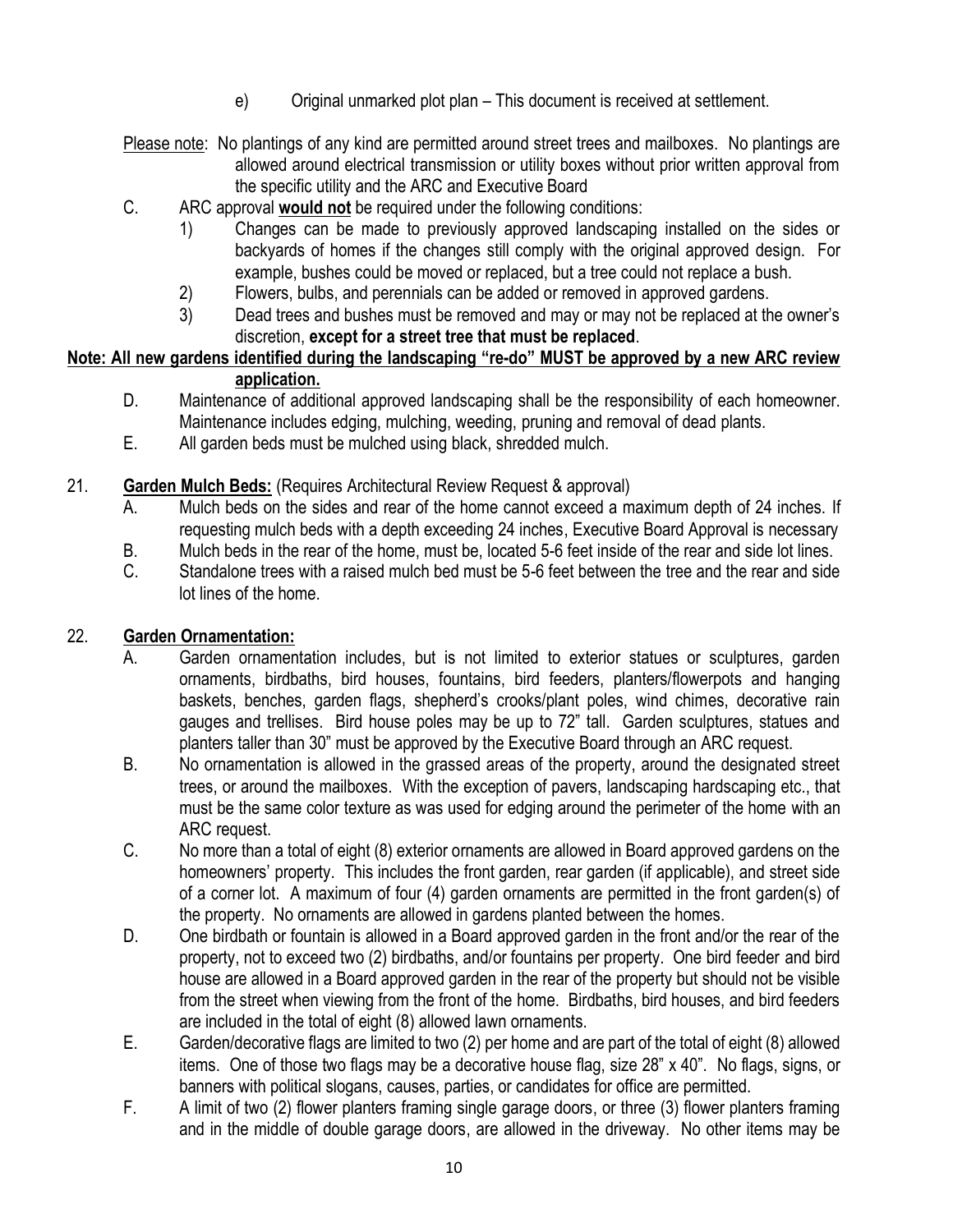e) Original unmarked plot plan – This document is received at settlement.

Please note: No plantings of any kind are permitted around street trees and mailboxes. No plantings are allowed around electrical transmission or utility boxes without prior written approval from the specific utility and the ARC and Executive Board

C. ARC approval **would not** be required under the following conditions:
   1) Changes can be made to previously approved landscaping installed on the sides or backyards of homes if the changes still comply with the original approved design. For example, bushes could be moved or replaced, but a tree could not replace a bush.
   2) Flowers, bulbs, and perennials can be added or removed in approved gardens.
   3) Dead trees and bushes must be removed and may or may not be replaced at the owner's discretion, **except for a street tree that must be replaced**.

**Note: All new gardens identified during the landscaping "re-do" MUST be approved by a new ARC review application.**

D. Maintenance of additional approved landscaping shall be the responsibility of each homeowner. Maintenance includes edging, mulching, weeding, pruning and removal of dead plants.

E. All garden beds must be mulched using black, shredded mulch.

21. **Garden Mulch Beds:** (Requires Architectural Review Request & approval)
   A. Mulch beds on the sides and rear of the home cannot exceed a maximum depth of 24 inches. If requesting mulch beds with a depth exceeding 24 inches, Executive Board Approval is necessary
   B. Mulch beds in the rear of the home, must be, located 5-6 feet inside of the rear and side lot lines.
   C. Standalone trees with a raised mulch bed must be 5-6 feet between the tree and the rear and side lot lines of the home.

22. **Garden Ornamentation:**
   A. Garden ornamentation includes, but is not limited to exterior statues or sculptures, garden ornaments, birdbaths, bird houses, fountains, bird feeders, planters/flowerpots and hanging baskets, benches, garden flags, shepherd's crooks/plant poles, wind chimes, decorative rain gauges and trellises. Bird house poles may be up to 72" tall. Garden sculptures, statues and planters taller than 30" must be approved by the Executive Board through an ARC request.
   B. No ornamentation is allowed in the grassed areas of the property, around the designated street trees, or around the mailboxes. With the exception of pavers, landscaping hardscaping etc., that must be the same color texture as was used for edging around the perimeter of the home with an ARC request.
   C. No more than a total of eight (8) exterior ornaments are allowed in Board approved gardens on the homeowners' property. This includes the front garden, rear garden (if applicable), and street side of a corner lot. A maximum of four (4) garden ornaments are permitted in the front garden(s) of the property. No ornaments are allowed in gardens planted between the homes.
   D. One birdbath or fountain is allowed in a Board approved garden in the front and/or the rear of the property, not to exceed two (2) birdbaths, and/or fountains per property. One bird feeder and bird house are allowed in a Board approved garden in the rear of the property but should not be visible from the street when viewing from the front of the home. Birdbaths, bird houses, and bird feeders are included in the total of eight (8) allowed lawn ornaments.
   E. Garden/decorative flags are limited to two (2) per home and are part of the total of eight (8) allowed items. One of those two flags may be a decorative house flag, size 28" x 40". No flags, signs, or banners with political slogans, causes, parties, or candidates for office are permitted.
   F. A limit of two (2) flower planters framing single garage doors, or three (3) flower planters framing and in the middle of double garage doors, are allowed in the driveway. No other items may be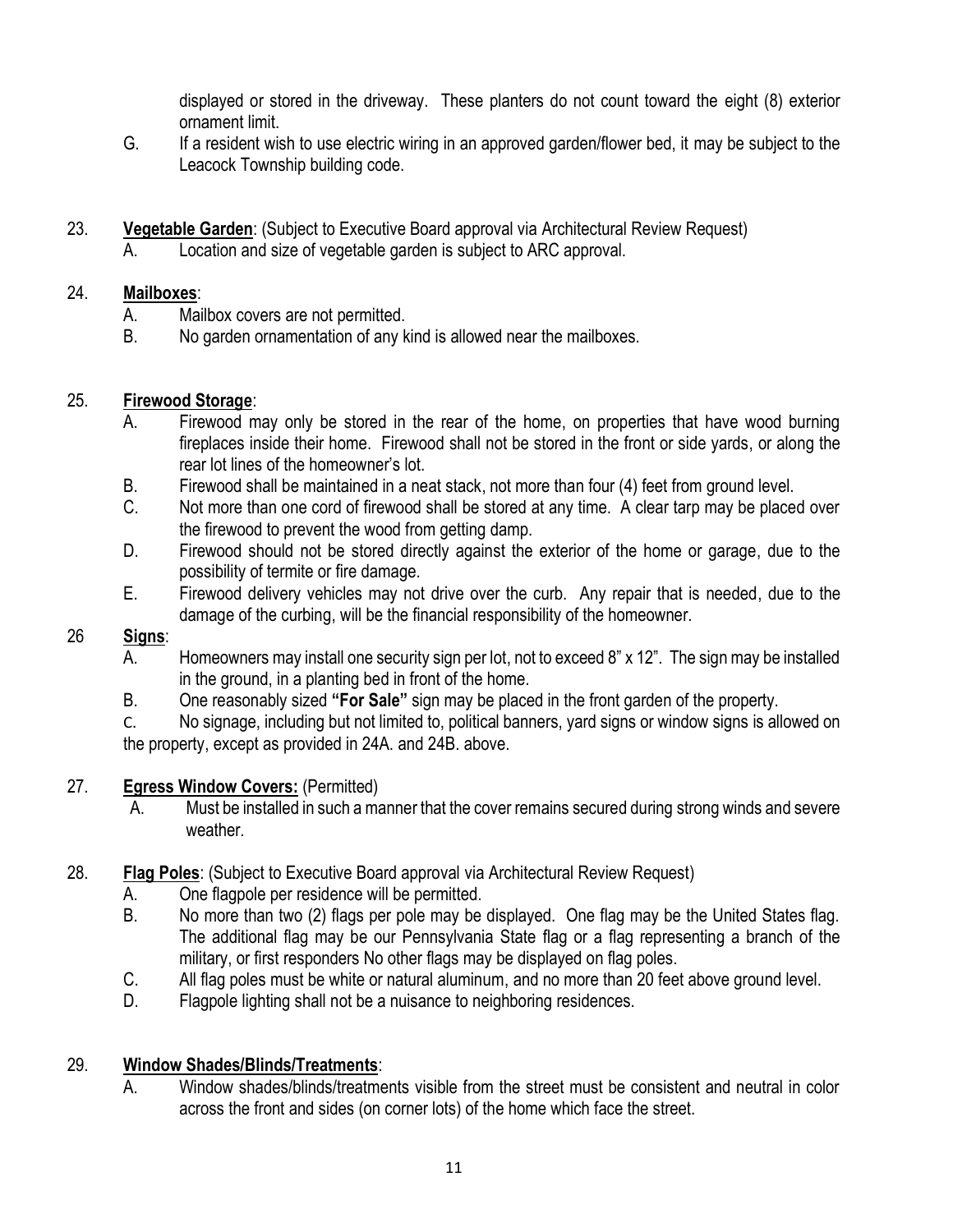displayed or stored in the driveway. These planters do not count toward the eight (8) exterior ornament limit.

G. If a resident wish to use electric wiring in an approved garden/flower bed, it may be subject to the Leacock Township building code.

23. **Vegetable Garden**: (Subject to Executive Board approval via Architectural Review Request)
    A. Location and size of vegetable garden is subject to ARC approval.

24. **Mailboxes**:
    A. Mailbox covers are not permitted.
    B. No garden ornamentation of any kind is allowed near the mailboxes.

25. **Firewood Storage**:
    A. Firewood may only be stored in the rear of the home, on properties that have wood burning fireplaces inside their home. Firewood shall not be stored in the front or side yards, or along the rear lot lines of the homeowner's lot.
    B. Firewood shall be maintained in a neat stack, not more than four (4) feet from ground level.
    C. Not more than one cord of firewood shall be stored at any time. A clear tarp may be placed over the firewood to prevent the wood from getting damp.
    D. Firewood should not be stored directly against the exterior of the home or garage, due to the possibility of termite or fire damage.
    E. Firewood delivery vehicles may not drive over the curb. Any repair that is needed, due to the damage of the curbing, will be the financial responsibility of the homeowner.

26 **Signs**:
    A. Homeowners may install one security sign per lot, not to exceed 8" x 12". The sign may be installed in the ground, in a planting bed in front of the home.
    B. One reasonably sized **"For Sale"** sign may be placed in the front garden of the property.
    C. No signage, including but not limited to, political banners, yard signs or window signs is allowed on the property, except as provided in 24A. and 24B. above.

27. **Egress Window Covers:** (Permitted)
    A. Must be installed in such a manner that the cover remains secured during strong winds and severe weather.

28. **Flag Poles**: (Subject to Executive Board approval via Architectural Review Request)
    A. One flagpole per residence will be permitted.
    B. No more than two (2) flags per pole may be displayed. One flag may be the United States flag. The additional flag may be our Pennsylvania State flag or a flag representing a branch of the military, or first responders No other flags may be displayed on flag poles.
    C. All flag poles must be white or natural aluminum, and no more than 20 feet above ground level.
    D. Flagpole lighting shall not be a nuisance to neighboring residences.

29. **Window Shades/Blinds/Treatments**:
    A. Window shades/blinds/treatments visible from the street must be consistent and neutral in color across the front and sides (on corner lots) of the home which face the street.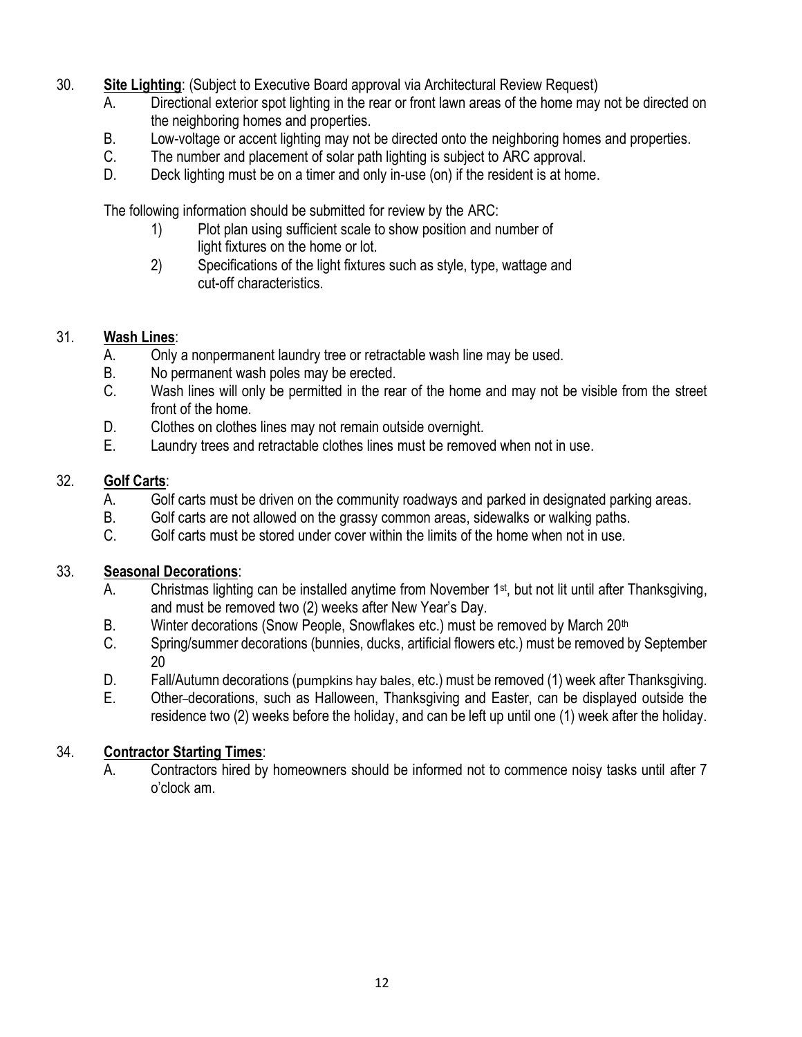30. **Site Lighting**: (Subject to Executive Board approval via Architectural Review Request)
   - A. Directional exterior spot lighting in the rear or front lawn areas of the home may not be directed on the neighboring homes and properties.
   - B. Low-voltage or accent lighting may not be directed onto the neighboring homes and properties.
   - C. The number and placement of solar path lighting is subject to ARC approval.
   - D. Deck lighting must be on a timer and only in-use (on) if the resident is at home.

   The following information should be submitted for review by the ARC:
   1) Plot plan using sufficient scale to show position and number of light fixtures on the home or lot.
   2) Specifications of the light fixtures such as style, type, wattage and cut-off characteristics.

31. **Wash Lines**:
   - A. Only a nonpermanent laundry tree or retractable wash line may be used.
   - B. No permanent wash poles may be erected.
   - C. Wash lines will only be permitted in the rear of the home and may not be visible from the street front of the home.
   - D. Clothes on clothes lines may not remain outside overnight.
   - E. Laundry trees and retractable clothes lines must be removed when not in use.

32. **Golf Carts**:
   - A. Golf carts must be driven on the community roadways and parked in designated parking areas.
   - B. Golf carts are not allowed on the grassy common areas, sidewalks or walking paths.
   - C. Golf carts must be stored under cover within the limits of the home when not in use.

33. **Seasonal Decorations**:
   - A. Christmas lighting can be installed anytime from November 1st, but not lit until after Thanksgiving, and must be removed two (2) weeks after New Year's Day.
   - B. Winter decorations (Snow People, Snowflakes etc.) must be removed by March 20th
   - C. Spring/summer decorations (bunnies, ducks, artificial flowers etc.) must be removed by September 20
   - D. Fall/Autumn decorations (pumpkins hay bales, etc.) must be removed (1) week after Thanksgiving.
   - E. Other decorations, such as Halloween, Thanksgiving and Easter, can be displayed outside the residence two (2) weeks before the holiday, and can be left up until one (1) week after the holiday.

34. **Contractor Starting Times**:
   - A. Contractors hired by homeowners should be informed not to commence noisy tasks until after 7 o'clock am.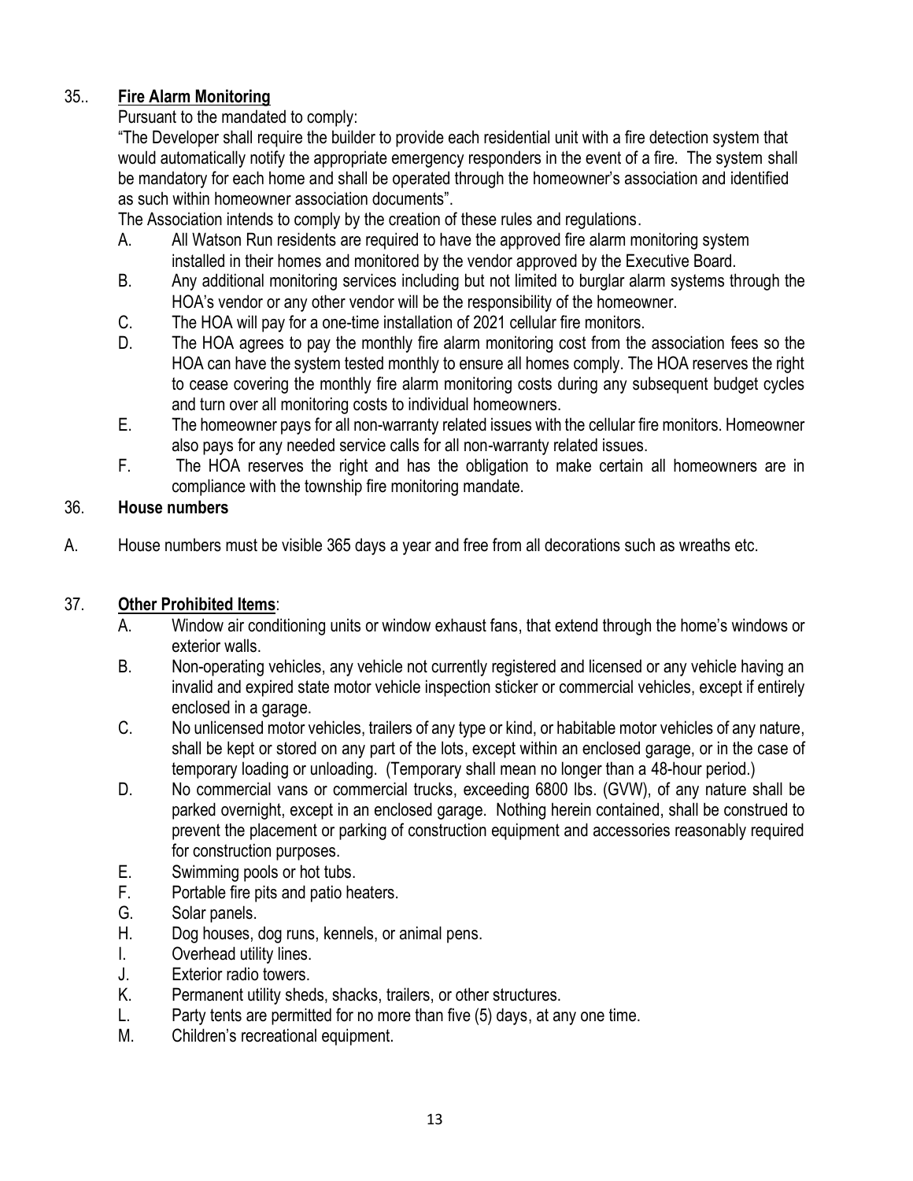35.. **Fire Alarm Monitoring**

Pursuant to the mandated to comply:

"The Developer shall require the builder to provide each residential unit with a fire detection system that would automatically notify the appropriate emergency responders in the event of a fire. The system shall be mandatory for each home and shall be operated through the homeowner's association and identified as such within homeowner association documents".

The Association intends to comply by the creation of these rules and regulations.

A. All Watson Run residents are required to have the approved fire alarm monitoring system installed in their homes and monitored by the vendor approved by the Executive Board.

B. Any additional monitoring services including but not limited to burglar alarm systems through the HOA's vendor or any other vendor will be the responsibility of the homeowner.

C. The HOA will pay for a one-time installation of 2021 cellular fire monitors.

D. The HOA agrees to pay the monthly fire alarm monitoring cost from the association fees so the HOA can have the system tested monthly to ensure all homes comply. The HOA reserves the right to cease covering the monthly fire alarm monitoring costs during any subsequent budget cycles and turn over all monitoring costs to individual homeowners.

E. The homeowner pays for all non-warranty related issues with the cellular fire monitors. Homeowner also pays for any needed service calls for all non-warranty related issues.

F. The HOA reserves the right and has the obligation to make certain all homeowners are in compliance with the township fire monitoring mandate.

36. **House numbers**

A. House numbers must be visible 365 days a year and free from all decorations such as wreaths etc.

37. **Other Prohibited Items**:

A. Window air conditioning units or window exhaust fans, that extend through the home's windows or exterior walls.

B. Non-operating vehicles, any vehicle not currently registered and licensed or any vehicle having an invalid and expired state motor vehicle inspection sticker or commercial vehicles, except if entirely enclosed in a garage.

C. No unlicensed motor vehicles, trailers of any type or kind, or habitable motor vehicles of any nature, shall be kept or stored on any part of the lots, except within an enclosed garage, or in the case of temporary loading or unloading. (Temporary shall mean no longer than a 48-hour period.)

D. No commercial vans or commercial trucks, exceeding 6800 lbs. (GVW), of any nature shall be parked overnight, except in an enclosed garage. Nothing herein contained, shall be construed to prevent the placement or parking of construction equipment and accessories reasonably required for construction purposes.

E. Swimming pools or hot tubs.

F. Portable fire pits and patio heaters.

G. Solar panels.

H. Dog houses, dog runs, kennels, or animal pens.

I. Overhead utility lines.

J. Exterior radio towers.

K. Permanent utility sheds, shacks, trailers, or other structures.

L. Party tents are permitted for no more than five (5) days, at any one time.

M. Children's recreational equipment.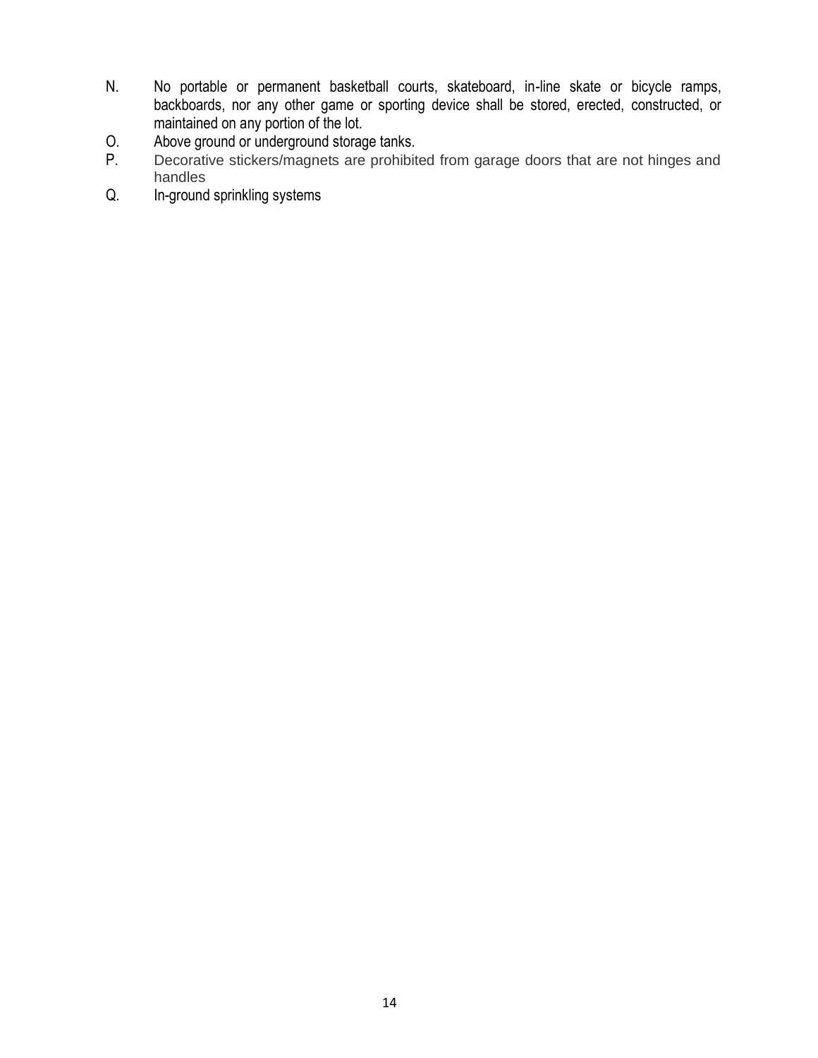N. No portable or permanent basketball courts, skateboard, in-line skate or bicycle ramps, backboards, nor any other game or sporting device shall be stored, erected, constructed, or maintained on any portion of the lot.

O. Above ground or underground storage tanks.

P. Decorative stickers/magnets are prohibited from garage doors that are not hinges and handles

Q. In-ground sprinkling systems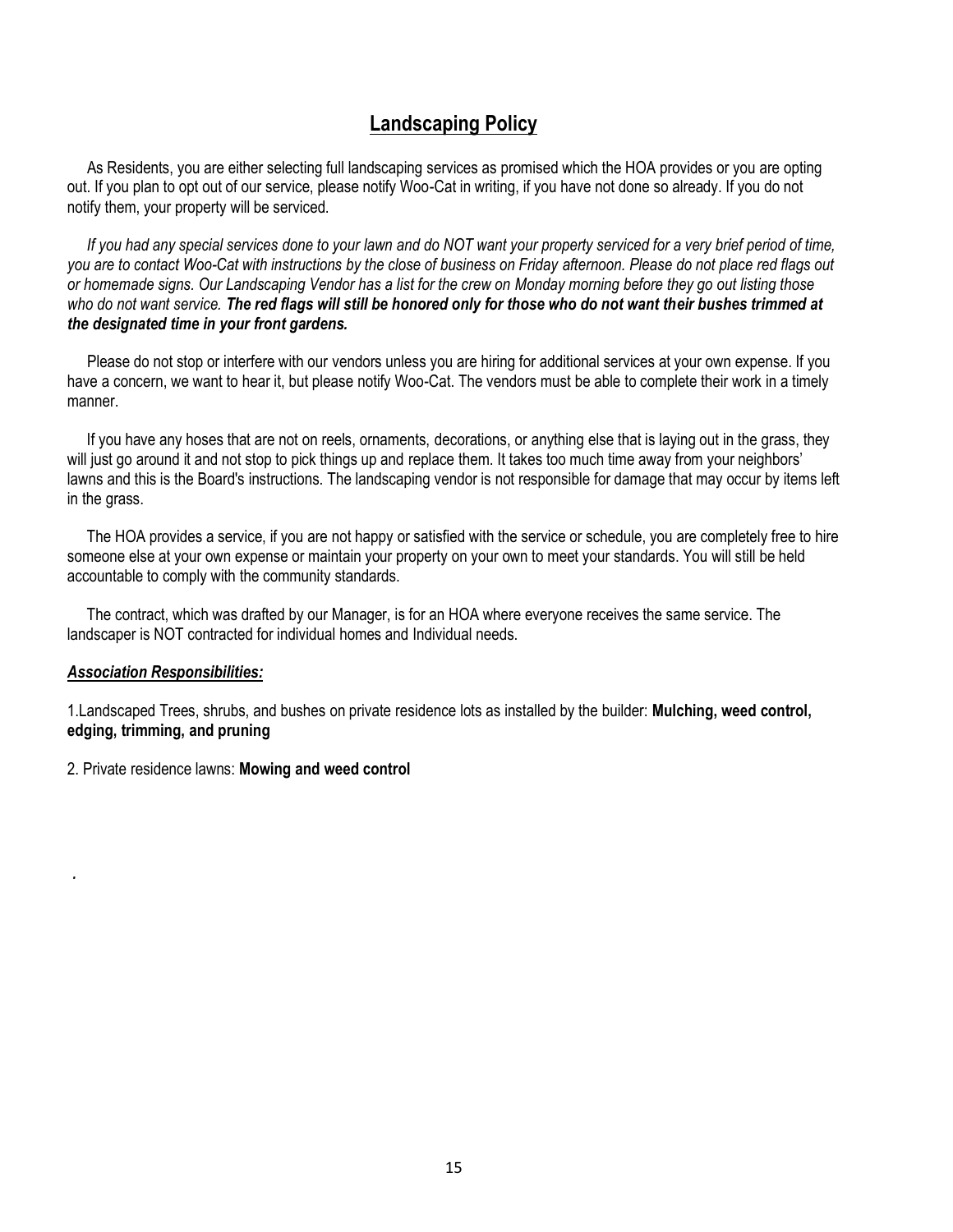## Landscaping Policy

As Residents, you are either selecting full landscaping services as promised which the HOA provides or you are opting out. If you plan to opt out of our service, please notify Woo-Cat in writing, if you have not done so already. If you do not notify them, your property will be serviced.

*If you had any special services done to your lawn and do NOT want your property serviced for a very brief period of time, you are to contact Woo-Cat with instructions by the close of business on Friday afternoon. Please do not place red flags out or homemade signs. Our Landscaping Vendor has a list for the crew on Monday morning before they go out listing those who do not want service.* ***The red flags will still be honored only for those who do not want their bushes trimmed at the designated time in your front gardens.***

Please do not stop or interfere with our vendors unless you are hiring for additional services at your own expense. If you have a concern, we want to hear it, but please notify Woo-Cat. The vendors must be able to complete their work in a timely manner.

If you have any hoses that are not on reels, ornaments, decorations, or anything else that is laying out in the grass, they will just go around it and not stop to pick things up and replace them. It takes too much time away from your neighbors' lawns and this is the Board's instructions. The landscaping vendor is not responsible for damage that may occur by items left in the grass.

The HOA provides a service, if you are not happy or satisfied with the service or schedule, you are completely free to hire someone else at your own expense or maintain your property on your own to meet your standards. You will still be held accountable to comply with the community standards.

The contract, which was drafted by our Manager, is for an HOA where everyone receives the same service. The landscaper is NOT contracted for individual homes and Individual needs.

***Association Responsibilities:***

1.Landscaped Trees, shrubs, and bushes on private residence lots as installed by the builder: **Mulching, weed control, edging, trimming, and pruning**

2. Private residence lawns: **Mowing and weed control**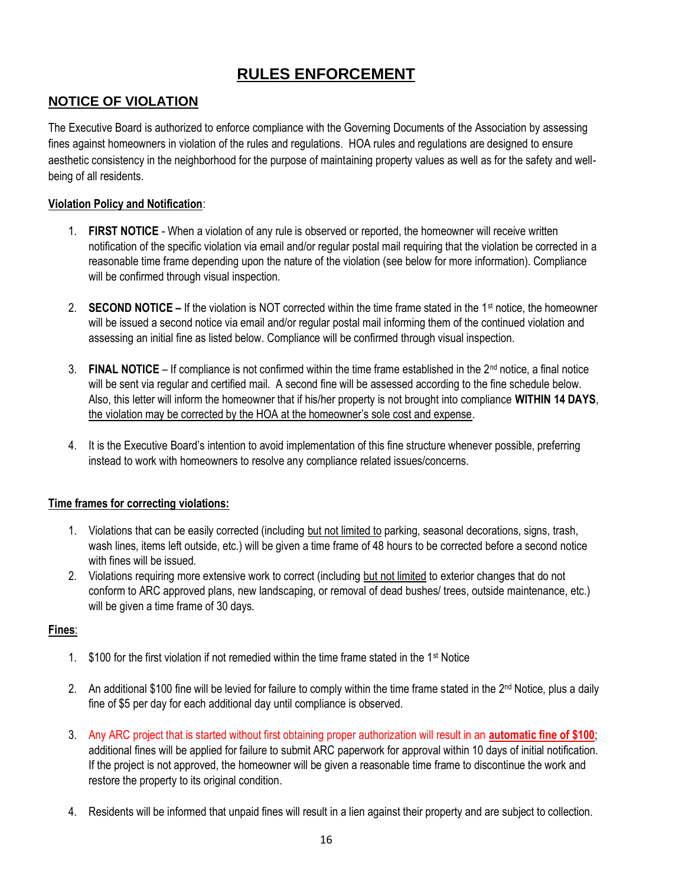# RULES ENFORCEMENT

## NOTICE OF VIOLATION

The Executive Board is authorized to enforce compliance with the Governing Documents of the Association by assessing fines against homeowners in violation of the rules and regulations. HOA rules and regulations are designed to ensure aesthetic consistency in the neighborhood for the purpose of maintaining property values as well as for the safety and well-being of all residents.

**Violation Policy and Notification**:

1. **FIRST NOTICE** - When a violation of any rule is observed or reported, the homeowner will receive written notification of the specific violation via email and/or regular postal mail requiring that the violation be corrected in a reasonable time frame depending upon the nature of the violation (see below for more information). Compliance will be confirmed through visual inspection.

2. **SECOND NOTICE –** If the violation is NOT corrected within the time frame stated in the 1st notice, the homeowner will be issued a second notice via email and/or regular postal mail informing them of the continued violation and assessing an initial fine as listed below. Compliance will be confirmed through visual inspection.

3. **FINAL NOTICE** – If compliance is not confirmed within the time frame established in the 2nd notice, a final notice will be sent via regular and certified mail. A second fine will be assessed according to the fine schedule below. Also, this letter will inform the homeowner that if his/her property is not brought into compliance **WITHIN 14 DAYS**, the violation may be corrected by the HOA at the homeowner's sole cost and expense.

4. It is the Executive Board's intention to avoid implementation of this fine structure whenever possible, preferring instead to work with homeowners to resolve any compliance related issues/concerns.

**Time frames for correcting violations:**

1. Violations that can be easily corrected (including but not limited to parking, seasonal decorations, signs, trash, wash lines, items left outside, etc.) will be given a time frame of 48 hours to be corrected before a second notice with fines will be issued.
2. Violations requiring more extensive work to correct (including but not limited to exterior changes that do not conform to ARC approved plans, new landscaping, or removal of dead bushes/ trees, outside maintenance, etc.) will be given a time frame of 30 days.

**Fines**:

1. $100 for the first violation if not remedied within the time frame stated in the 1st Notice

2. An additional $100 fine will be levied for failure to comply within the time frame stated in the 2nd Notice, plus a daily fine of $5 per day for each additional day until compliance is observed.

3. Any ARC project that is started without first obtaining proper authorization will result in an **automatic fine of $100**; additional fines will be applied for failure to submit ARC paperwork for approval within 10 days of initial notification. If the project is not approved, the homeowner will be given a reasonable time frame to discontinue the work and restore the property to its original condition.

4. Residents will be informed that unpaid fines will result in a lien against their property and are subject to collection.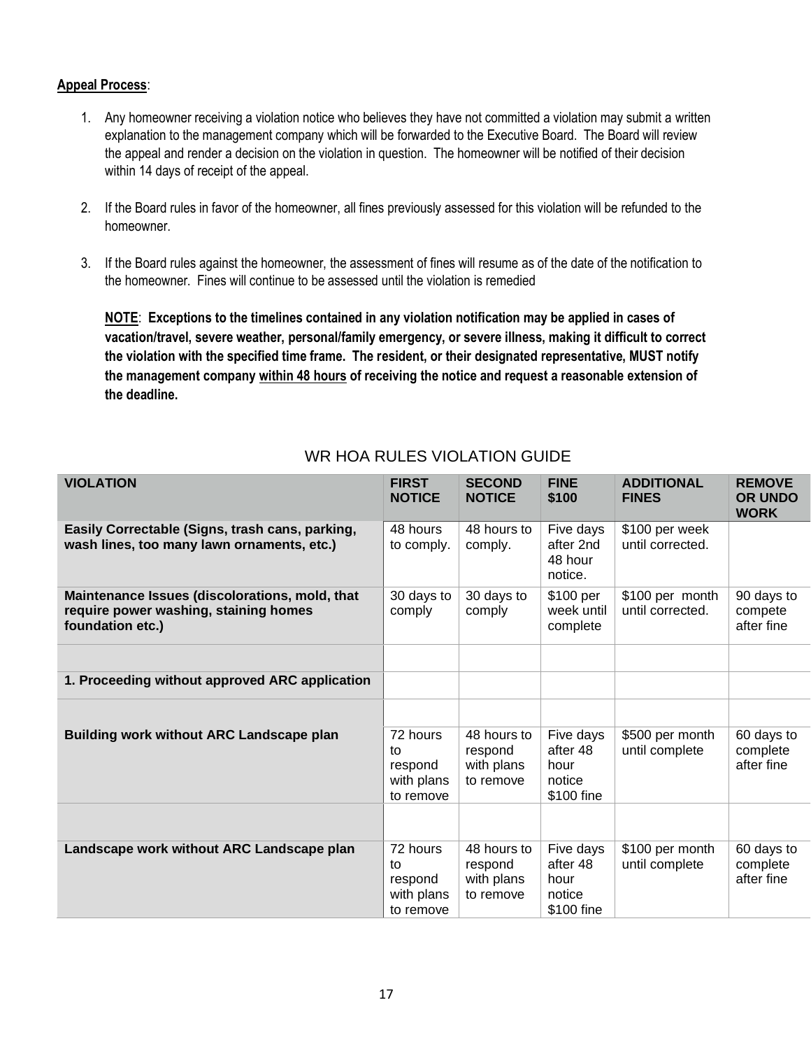**Appeal Process**:

1. Any homeowner receiving a violation notice who believes they have not committed a violation may submit a written explanation to the management company which will be forwarded to the Executive Board. The Board will review the appeal and render a decision on the violation in question. The homeowner will be notified of their decision within 14 days of receipt of the appeal.

2. If the Board rules in favor of the homeowner, all fines previously assessed for this violation will be refunded to the homeowner.

3. If the Board rules against the homeowner, the assessment of fines will resume as of the date of the notification to the homeowner. Fines will continue to be assessed until the violation is remedied

   **NOTE**: **Exceptions to the timelines contained in any violation notification may be applied in cases of vacation/travel, severe weather, personal/family emergency, or severe illness, making it difficult to correct the violation with the specified time frame. The resident, or their designated representative, MUST notify the management company within 48 hours of receiving the notice and request a reasonable extension of the deadline.**

## WR HOA RULES VIOLATION GUIDE

| VIOLATION | FIRST NOTICE | SECOND NOTICE | FINE $100 | ADDITIONAL FINES | REMOVE OR UNDO WORK |
|---|---|---|---|---|---|
| **Easily Correctable (Signs, trash cans, parking, wash lines, too many lawn ornaments, etc.)** | 48 hours to comply. | 48 hours to comply. | Five days after 2nd 48 hour notice. | $100 per week until corrected. | |
| **Maintenance Issues (discolorations, mold, that require power washing, staining homes foundation etc.)** | 30 days to comply | 30 days to comply | $100 per week until complete | $100 per month until corrected. | 90 days to compete after fine |
| | | | | | |
| **1. Proceeding without approved ARC application** | | | | | |
| | | | | | |
| **Building work without ARC Landscape plan** | 72 hours to respond with plans to remove | 48 hours to respond with plans to remove | Five days after 48 hour notice $100 fine | $500 per month until complete | 60 days to complete after fine |
| | | | | | |
| **Landscape work without ARC Landscape plan** | 72 hours to respond with plans to remove | 48 hours to respond with plans to remove | Five days after 48 hour notice $100 fine | $100 per month until complete | 60 days to complete after fine |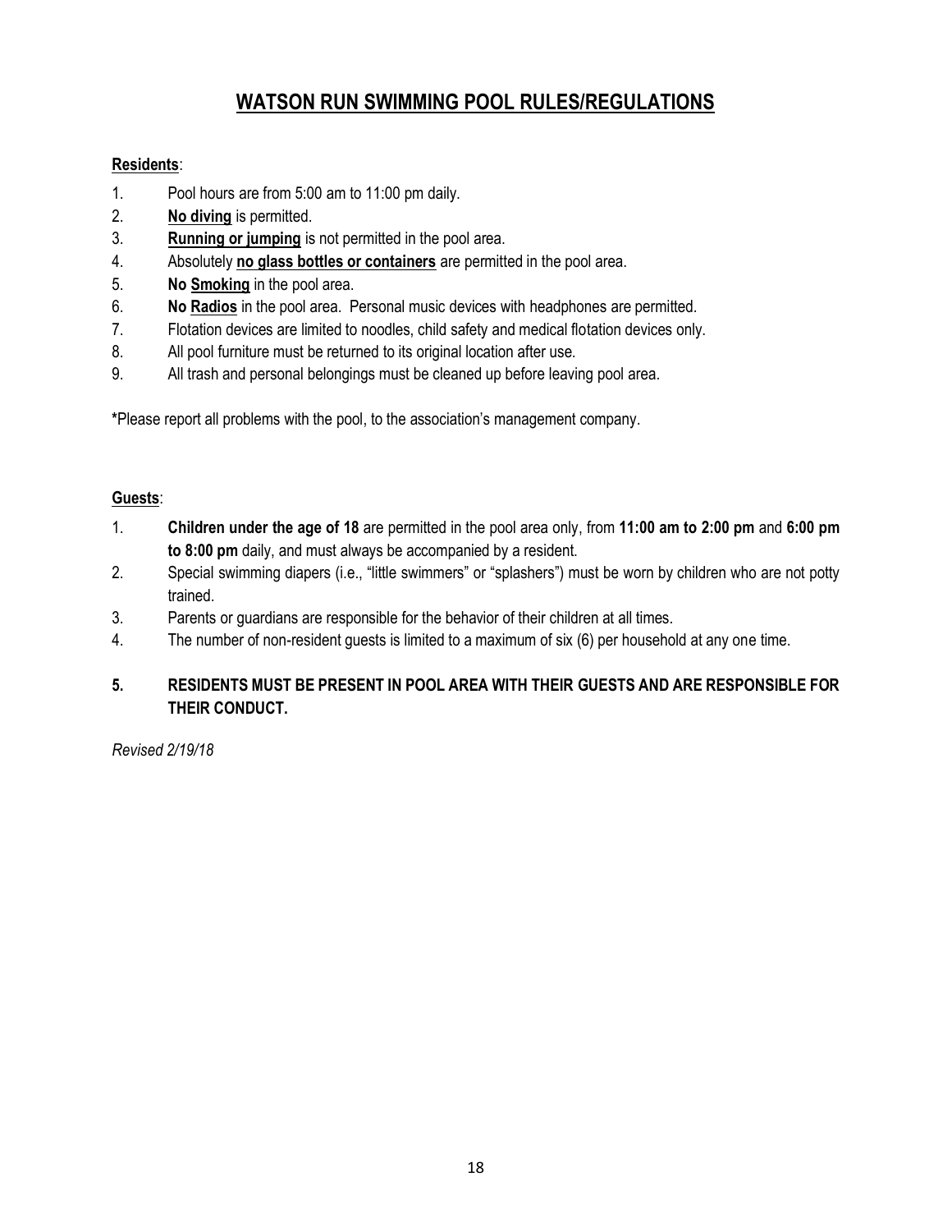# WATSON RUN SWIMMING POOL RULES/REGULATIONS

**Residents**:

1. Pool hours are from 5:00 am to 11:00 pm daily.
2. **No diving** is permitted.
3. **Running or jumping** is not permitted in the pool area.
4. Absolutely **no glass bottles or containers** are permitted in the pool area.
5. **No Smoking** in the pool area.
6. **No Radios** in the pool area. Personal music devices with headphones are permitted.
7. Flotation devices are limited to noodles, child safety and medical flotation devices only.
8. All pool furniture must be returned to its original location after use.
9. All trash and personal belongings must be cleaned up before leaving pool area.

**\***Please report all problems with the pool, to the association's management company.

**Guests**:

1. **Children under the age of 18** are permitted in the pool area only, from **11:00 am to 2:00 pm** and **6:00 pm to 8:00 pm** daily, and must always be accompanied by a resident.
2. Special swimming diapers (i.e., "little swimmers" or "splashers") must be worn by children who are not potty trained.
3. Parents or guardians are responsible for the behavior of their children at all times.
4. The number of non-resident guests is limited to a maximum of six (6) per household at any one time.
5. **RESIDENTS MUST BE PRESENT IN POOL AREA WITH THEIR GUESTS AND ARE RESPONSIBLE FOR THEIR CONDUCT.**

*Revised 2/19/18*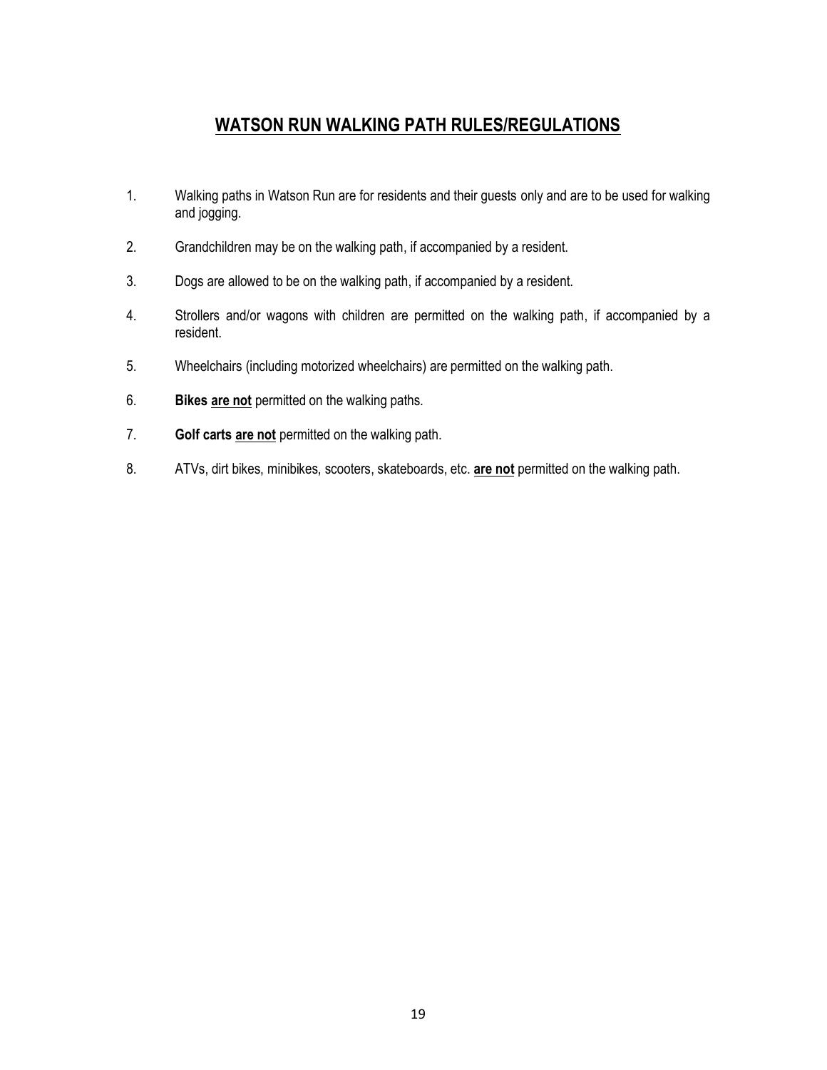# <u>WATSON RUN WALKING PATH RULES/REGULATIONS</u>

1. Walking paths in Watson Run are for residents and their guests only and are to be used for walking and jogging.

2. Grandchildren may be on the walking path, if accompanied by a resident.

3. Dogs are allowed to be on the walking path, if accompanied by a resident.

4. Strollers and/or wagons with children are permitted on the walking path, if accompanied by a resident.

5. Wheelchairs (including motorized wheelchairs) are permitted on the walking path.

6. **Bikes <u>are not</u>** permitted on the walking paths.

7. **Golf carts <u>are not</u>** permitted on the walking path.

8. ATVs, dirt bikes, minibikes, scooters, skateboards, etc. **<u>are not</u>** permitted on the walking path.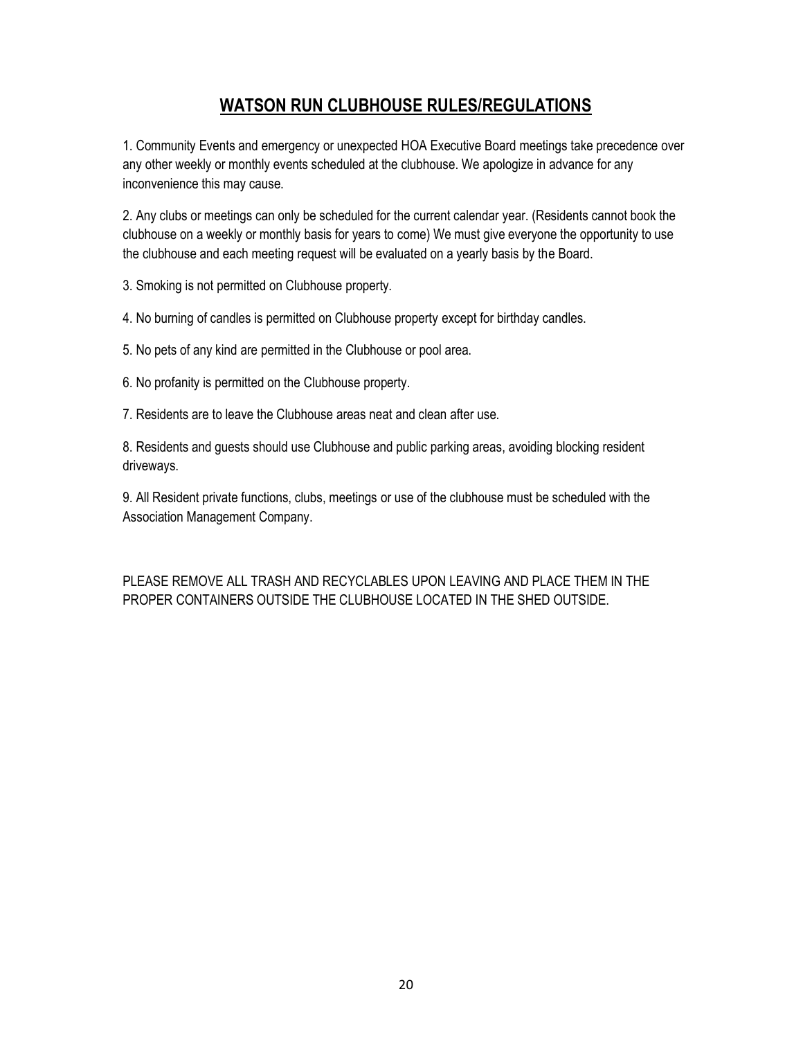## WATSON RUN CLUBHOUSE RULES/REGULATIONS

1. Community Events and emergency or unexpected HOA Executive Board meetings take precedence over any other weekly or monthly events scheduled at the clubhouse. We apologize in advance for any inconvenience this may cause.

2. Any clubs or meetings can only be scheduled for the current calendar year. (Residents cannot book the clubhouse on a weekly or monthly basis for years to come) We must give everyone the opportunity to use the clubhouse and each meeting request will be evaluated on a yearly basis by the Board.

3. Smoking is not permitted on Clubhouse property.

4. No burning of candles is permitted on Clubhouse property except for birthday candles.

5. No pets of any kind are permitted in the Clubhouse or pool area.

6. No profanity is permitted on the Clubhouse property.

7. Residents are to leave the Clubhouse areas neat and clean after use.

8. Residents and guests should use Clubhouse and public parking areas, avoiding blocking resident driveways.

9. All Resident private functions, clubs, meetings or use of the clubhouse must be scheduled with the Association Management Company.

PLEASE REMOVE ALL TRASH AND RECYCLABLES UPON LEAVING AND PLACE THEM IN THE PROPER CONTAINERS OUTSIDE THE CLUBHOUSE LOCATED IN THE SHED OUTSIDE.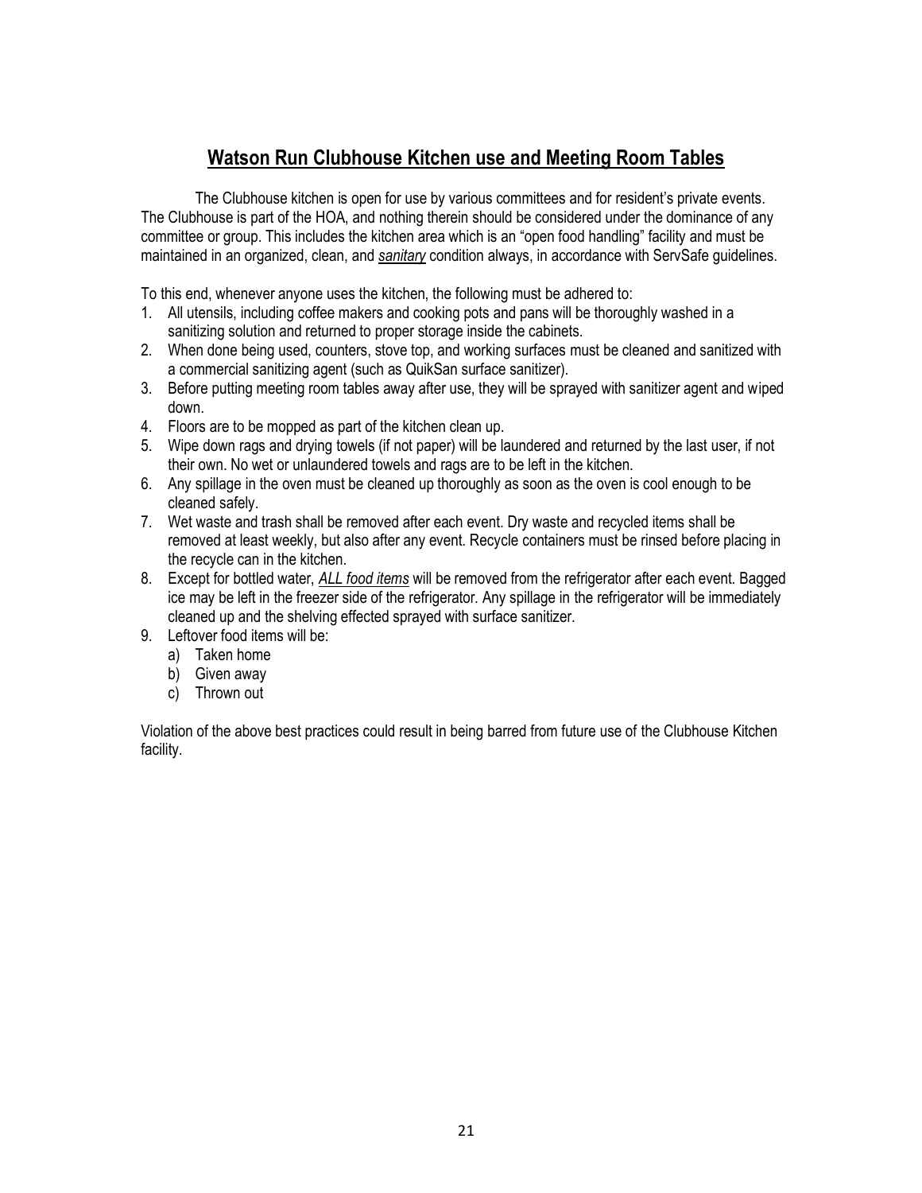## Watson Run Clubhouse Kitchen use and Meeting Room Tables

The Clubhouse kitchen is open for use by various committees and for resident's private events. The Clubhouse is part of the HOA, and nothing therein should be considered under the dominance of any committee or group. This includes the kitchen area which is an "open food handling" facility and must be maintained in an organized, clean, and ***sanitary*** condition always, in accordance with ServSafe guidelines.

To this end, whenever anyone uses the kitchen, the following must be adhered to:

1. All utensils, including coffee makers and cooking pots and pans will be thoroughly washed in a sanitizing solution and returned to proper storage inside the cabinets.
2. When done being used, counters, stove top, and working surfaces must be cleaned and sanitized with a commercial sanitizing agent (such as QuikSan surface sanitizer).
3. Before putting meeting room tables away after use, they will be sprayed with sanitizer agent and wiped down.
4. Floors are to be mopped as part of the kitchen clean up.
5. Wipe down rags and drying towels (if not paper) will be laundered and returned by the last user, if not their own. No wet or unlaundered towels and rags are to be left in the kitchen.
6. Any spillage in the oven must be cleaned up thoroughly as soon as the oven is cool enough to be cleaned safely.
7. Wet waste and trash shall be removed after each event. Dry waste and recycled items shall be removed at least weekly, but also after any event. Recycle containers must be rinsed before placing in the recycle can in the kitchen.
8. Except for bottled water, ***ALL food items*** will be removed from the refrigerator after each event. Bagged ice may be left in the freezer side of the refrigerator. Any spillage in the refrigerator will be immediately cleaned up and the shelving effected sprayed with surface sanitizer.
9. Leftover food items will be:
   a) Taken home
   b) Given away
   c) Thrown out

Violation of the above best practices could result in being barred from future use of the Clubhouse Kitchen facility.